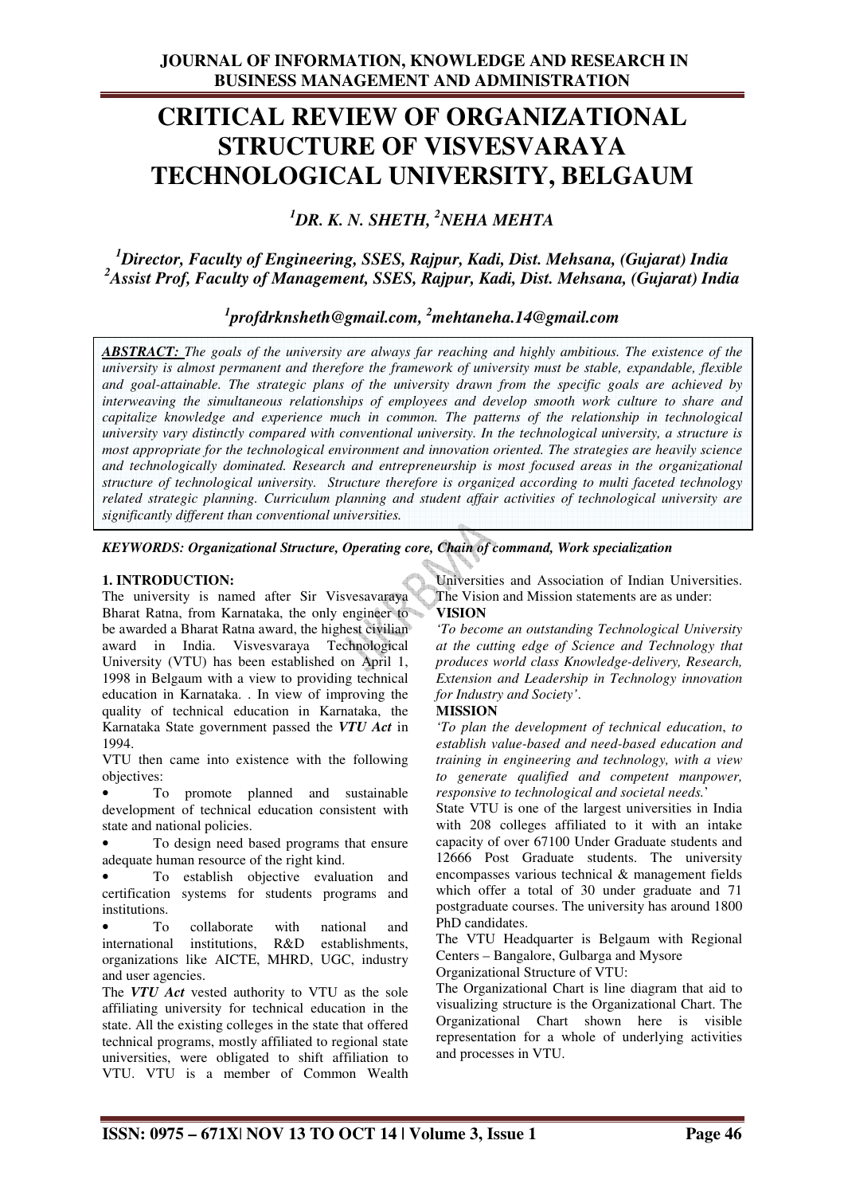# CRITICAL REVIEW OF ORGANIZATIONAL STRUCTURE OF VISVESVARAYA TECHNOLOGICAL UNIVERSITY, BELGAUM

***[1]DR. K. N. SHETH, [2]NEHA MEHTA***

***[1]Director, Faculty of Engineering, SSES, Rajpur, Kadi, Dist. Mehsana, (Gujarat) India***
***[2]Assist Prof, Faculty of Management, SSES, Rajpur, Kadi, Dist. Mehsana, (Gujarat) India***

***[1]profdrknsheth@gmail.com, [2]mehtaneha.14@gmail.com***

***ABSTRACT:*** *The goals of the university are always far reaching and highly ambitious. The existence of the university is almost permanent and therefore the framework of university must be stable, expandable, flexible and goal-attainable. The strategic plans of the university drawn from the specific goals are achieved by interweaving the simultaneous relationships of employees and develop smooth work culture to share and capitalize knowledge and experience much in common. The patterns of the relationship in technological university vary distinctly compared with conventional university. In the technological university, a structure is most appropriate for the technological environment and innovation oriented. The strategies are heavily science and technologically dominated. Research and entrepreneurship is most focused areas in the organizational structure of technological university. Structure therefore is organized according to multi faceted technology related strategic planning. Curriculum planning and student affair activities of technological university are significantly different than conventional universities.*

***KEYWORDS: Organizational Structure, Operating core, Chain of command, Work specialization***

## 1. INTRODUCTION:

The university is named after Sir Visvesavaraya Bharat Ratna, from Karnataka, the only engineer to be awarded a Bharat Ratna award, the highest civilian award in India. Visvesvaraya Technological University (VTU) has been established on April 1, 1998 in Belgaum with a view to providing technical education in Karnataka. . In view of improving the quality of technical education in Karnataka, the Karnataka State government passed the ***VTU Act*** in 1994.

VTU then came into existence with the following objectives:

- To promote planned and sustainable development of technical education consistent with state and national policies.
- To design need based programs that ensure adequate human resource of the right kind.
- To establish objective evaluation and certification systems for students programs and institutions.
- To collaborate with national and international institutions, R&D establishments, organizations like AICTE, MHRD, UGC, industry and user agencies.

The ***VTU Act*** vested authority to VTU as the sole affiliating university for technical education in the state. All the existing colleges in the state that offered technical programs, mostly affiliated to regional state universities, were obligated to shift affiliation to VTU. VTU is a member of Common Wealth Universities and Association of Indian Universities. The Vision and Mission statements are as under:

**VISION**

*'To become an outstanding Technological University at the cutting edge of Science and Technology that produces world class Knowledge-delivery, Research, Extension and Leadership in Technology innovation for Industry and Society'.*

**MISSION**

*'To plan the development of technical education, to establish value-based and need-based education and training in engineering and technology, with a view to generate qualified and competent manpower, responsive to technological and societal needs.'*

State VTU is one of the largest universities in India with 208 colleges affiliated to it with an intake capacity of over 67100 Under Graduate students and 12666 Post Graduate students. The university encompasses various technical & management fields which offer a total of 30 under graduate and 71 postgraduate courses. The university has around 1800 PhD candidates.

The VTU Headquarter is Belgaum with Regional Centers – Bangalore, Gulbarga and Mysore

Organizational Structure of VTU:

The Organizational Chart is line diagram that aid to visualizing structure is the Organizational Chart. The Organizational Chart shown here is visible representation for a whole of underlying activities and processes in VTU.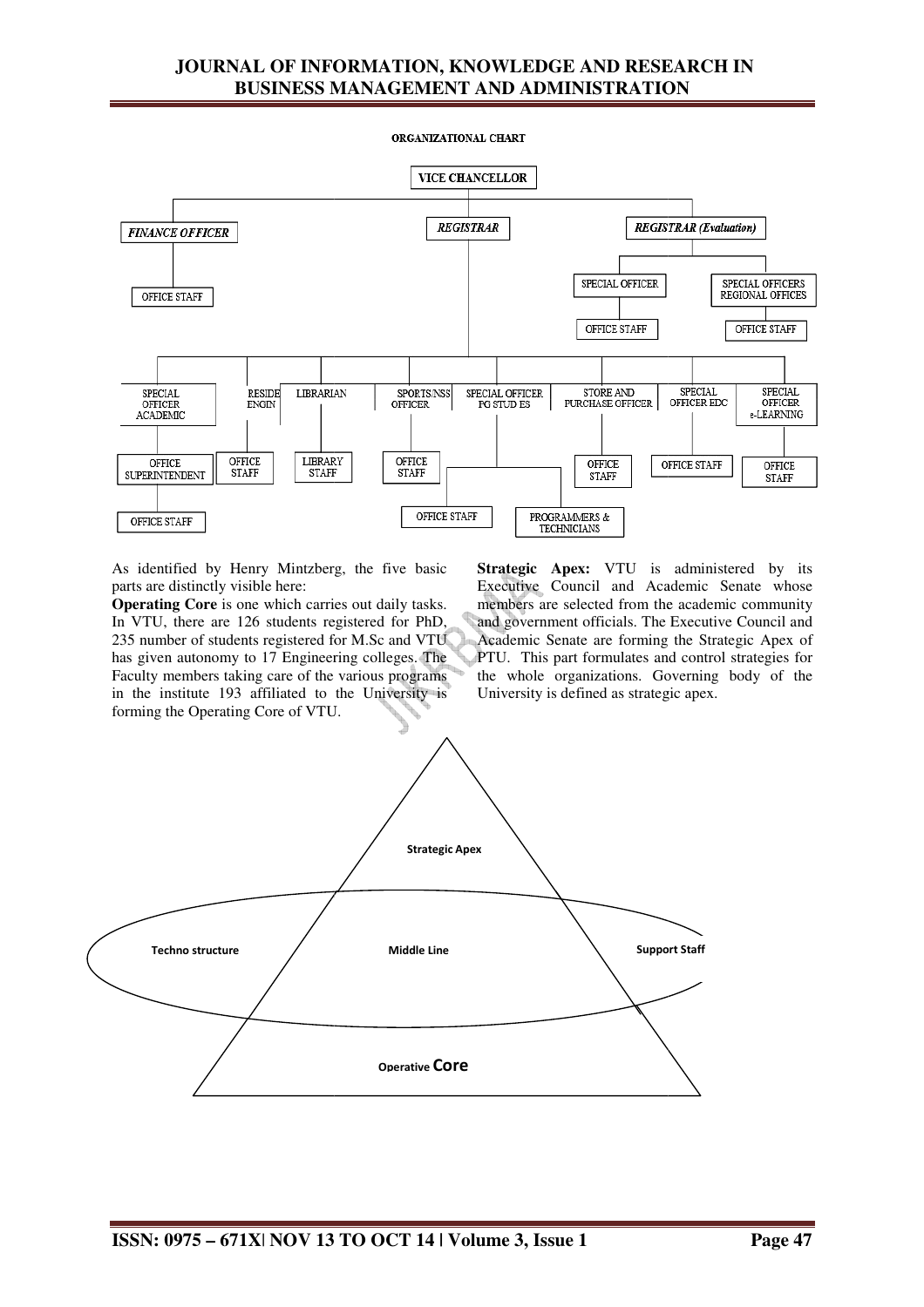ORGANIZATIONAL CHART

As identified by Henry Mintzberg, the five basic parts are distinctly visible here:

**Operating Core** is one which carries out daily tasks. In VTU, there are 126 students registered for PhD, 235 number of students registered for M.Sc and VTU has given autonomy to 17 Engineering colleges. The Faculty members taking care of the various programs in the institute 193 affiliated to the University is forming the Operating Core of VTU.

**Strategic Apex:** VTU is administered by its Executive Council and Academic Senate whose members are selected from the academic community and government officials. The Executive Council and Academic Senate are forming the Strategic Apex of PTU. This part formulates and control strategies for the whole organizations. Governing body of the University is defined as strategic apex.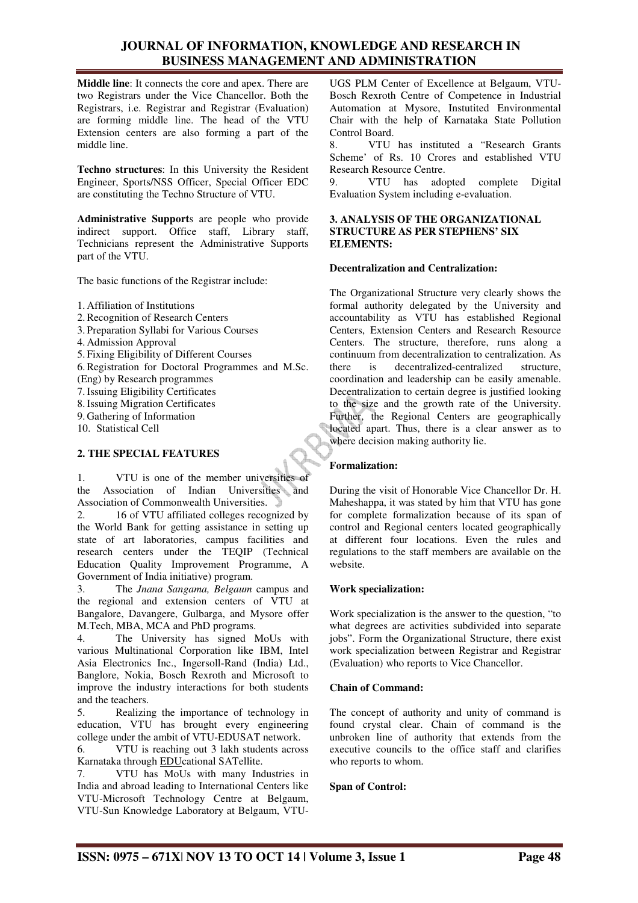**Middle line**: It connects the core and apex. There are two Registrars under the Vice Chancellor. Both the Registrars, i.e. Registrar and Registrar (Evaluation) are forming middle line. The head of the VTU Extension centers are also forming a part of the middle line.

**Techno structures**: In this University the Resident Engineer, Sports/NSS Officer, Special Officer EDC are constituting the Techno Structure of VTU.

**Administrative Support**s are people who provide indirect support. Office staff, Library staff, Technicians represent the Administrative Supports part of the VTU.

The basic functions of the Registrar include:

1. Affiliation of Institutions
2. Recognition of Research Centers
3. Preparation Syllabi for Various Courses
4. Admission Approval
5. Fixing Eligibility of Different Courses
6. Registration for Doctoral Programmes and M.Sc. (Eng) by Research programmes
7. Issuing Eligibility Certificates
8. Issuing Migration Certificates
9. Gathering of Information
10. Statistical Cell

## 2. THE SPECIAL FEATURES

1. VTU is one of the member universities of the Association of Indian Universities and Association of Commonwealth Universities.
2. 16 of VTU affiliated colleges recognized by the World Bank for getting assistance in setting up state of art laboratories, campus facilities and research centers under the TEQIP (Technical Education Quality Improvement Programme, A Government of India initiative) program.
3. The *Jnana Sangama, Belgaum* campus and the regional and extension centers of VTU at Bangalore, Davangere, Gulbarga, and Mysore offer M.Tech, MBA, MCA and PhD programs.
4. The University has signed MoUs with various Multinational Corporation like IBM, Intel Asia Electronics Inc., Ingersoll-Rand (India) Ltd., Banglore, Nokia, Bosch Rexroth and Microsoft to improve the industry interactions for both students and the teachers.
5. Realizing the importance of technology in education, VTU has brought every engineering college under the ambit of VTU-EDUSAT network.
6. VTU is reaching out 3 lakh students across Karnataka through EDUcational SATellite.
7. VTU has MoUs with many Industries in India and abroad leading to International Centers like VTU-Microsoft Technology Centre at Belgaum, VTU-Sun Knowledge Laboratory at Belgaum, VTU-UGS PLM Center of Excellence at Belgaum, VTU-Bosch Rexroth Centre of Competence in Industrial Automation at Mysore, Instutited Environmental Chair with the help of Karnataka State Pollution Control Board.
8. VTU has instituted a "Research Grants Scheme' of Rs. 10 Crores and established VTU Research Resource Centre.
9. VTU has adopted complete Digital Evaluation System including e-evaluation.

## 3. ANALYSIS OF THE ORGANIZATIONAL STRUCTURE AS PER STEPHENS' SIX ELEMENTS:

### Decentralization and Centralization:

The Organizational Structure very clearly shows the formal authority delegated by the University and accountability as VTU has established Regional Centers, Extension Centers and Research Resource Centers. The structure, therefore, runs along a continuum from decentralization to centralization. As there is decentralized-centralized structure, coordination and leadership can be easily amenable. Decentralization to certain degree is justified looking to the size and the growth rate of the University. Further, the Regional Centers are geographically located apart. Thus, there is a clear answer as to where decision making authority lie.

### Formalization:

During the visit of Honorable Vice Chancellor Dr. H. Maheshappa, it was stated by him that VTU has gone for complete formalization because of its span of control and Regional centers located geographically at different four locations. Even the rules and regulations to the staff members are available on the website.

### Work specialization:

Work specialization is the answer to the question, "to what degrees are activities subdivided into separate jobs". Form the Organizational Structure, there exist work specialization between Registrar and Registrar (Evaluation) who reports to Vice Chancellor.

### Chain of Command:

The concept of authority and unity of command is found crystal clear. Chain of command is the unbroken line of authority that extends from the executive councils to the office staff and clarifies who reports to whom.

### Span of Control: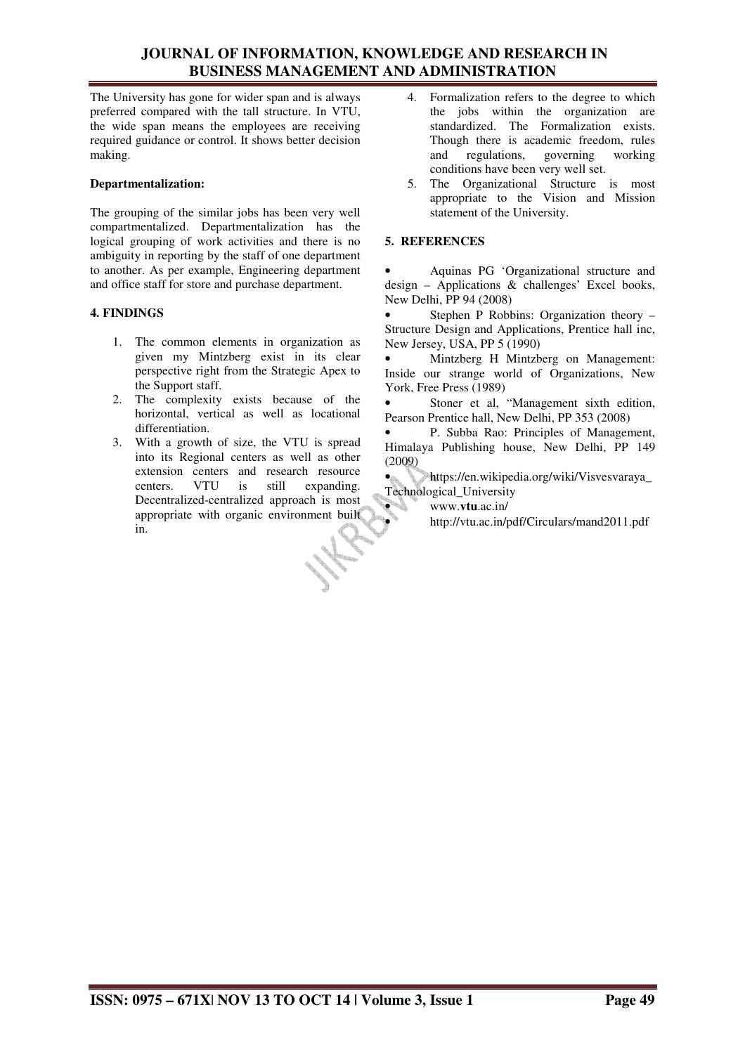The University has gone for wider span and is always preferred compared with the tall structure. In VTU, the wide span means the employees are receiving required guidance or control. It shows better decision making.

**Departmentalization:**

The grouping of the similar jobs has been very well compartmentalized. Departmentalization has the logical grouping of work activities and there is no ambiguity in reporting by the staff of one department to another. As per example, Engineering department and office staff for store and purchase department.

## 4. FINDINGS

1. The common elements in organization as given my Mintzberg exist in its clear perspective right from the Strategic Apex to the Support staff.
2. The complexity exists because of the horizontal, vertical as well as locational differentiation.
3. With a growth of size, the VTU is spread into its Regional centers as well as other extension centers and research resource centers. VTU is still expanding. Decentralized-centralized approach is most appropriate with organic environment built in.
4. Formalization refers to the degree to which the jobs within the organization are standardized. The Formalization exists. Though there is academic freedom, rules and regulations, governing working conditions have been very well set.
5. The Organizational Structure is most appropriate to the Vision and Mission statement of the University.

## 5. REFERENCES

- Aquinas PG 'Organizational structure and design – Applications & challenges' Excel books, New Delhi, PP 94 (2008)
- Stephen P Robbins: Organization theory – Structure Design and Applications, Prentice hall inc, New Jersey, USA, PP 5 (1990)
- Mintzberg H Mintzberg on Management: Inside our strange world of Organizations, New York, Free Press (1989)
- Stoner et al, "Management sixth edition, Pearson Prentice hall, New Delhi, PP 353 (2008)
- P. Subba Rao: Principles of Management, Himalaya Publishing house, New Delhi, PP 149 (2009)
- https://en.wikipedia.org/wiki/Visvesvaraya_Technological_University
- www.**vtu**.ac.in/
- http://vtu.ac.in/pdf/Circulars/mand2011.pdf